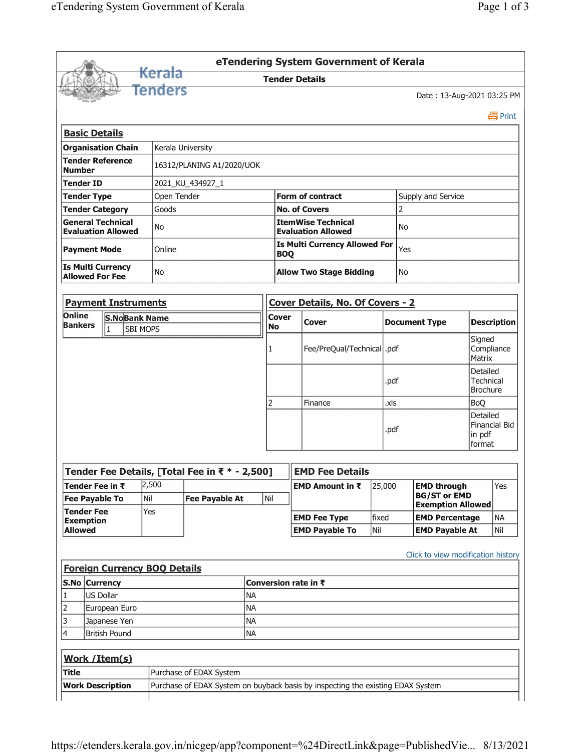# eTendering System Government of Kerala

## Tender Details

Date : 13-Aug-2021 03:25 PM

### Basic Details

| | | | |
|---|---|---|---|
| **Organisation Chain** | Kerala University | | |
| **Tender Reference Number** | 16312/PLANING A1/2020/UOK | | |
| **Tender ID** | 2021_KU_434927_1 | | |
| **Tender Type** | Open Tender | **Form of contract** | Supply and Service |
| **Tender Category** | Goods | **No. of Covers** | 2 |
| **General Technical Evaluation Allowed** | No | **ItemWise Technical Evaluation Allowed** | No |
| **Payment Mode** | Online | **Is Multi Currency Allowed For BOQ** | Yes |
| **Is Multi Currency Allowed For Fee** | No | **Allow Two Stage Bidding** | No |

### Payment Instruments

| Online Bankers | S.No | Bank Name |
|---|---|---|
| | 1 | SBI MOPS |

### Cover Details, No. Of Covers - 2

| Cover No | Cover | Document Type | Description |
|---|---|---|---|
| 1 | Fee/PreQual/Technical | .pdf | Signed Compliance Matrix |
| | | .pdf | Detailed Technical Brochure |
| 2 | Finance | .xls | BoQ |
| | | .pdf | Detailed Financial Bid in pdf format |

### Tender Fee Details, [Total Fee in ₹ * - 2,500]

| | | | |
|---|---|---|---|
| **Tender Fee in ₹** | 2,500 | | |
| **Fee Payable To** | Nil | **Fee Payable At** | Nil |
| **Tender Fee Exemption Allowed** | Yes | | |

### EMD Fee Details

| | | | |
|---|---|---|---|
| **EMD Amount in ₹** | 25,000 | **EMD through BG/ST or EMD Exemption Allowed** | Yes |
| **EMD Fee Type** | fixed | **EMD Percentage** | NA |
| **EMD Payable To** | Nil | **EMD Payable At** | Nil |

Click to view modification history

### Foreign Currency BOQ Details

| S.No | Currency | Conversion rate in ₹ |
|---|---|---|
| 1 | US Dollar | NA |
| 2 | European Euro | NA |
| 3 | Japanese Yen | NA |
| 4 | British Pound | NA |

### Work /Item(s)

| | |
|---|---|
| **Title** | Purchase of EDAX System |
| **Work Description** | Purchase of EDAX System on buyback basis by inspecting the existing EDAX System |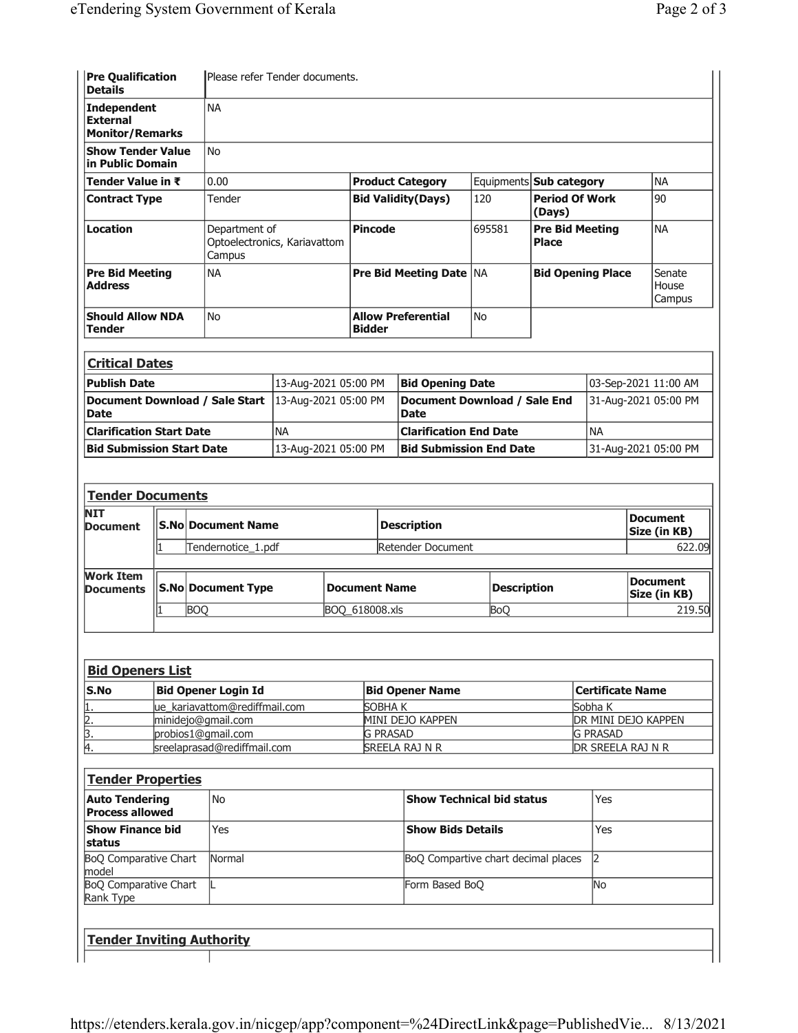| | | | | | | | |
|---|---|---|---|---|---|---|---|
| **Pre Qualification Details** | Please refer Tender documents. | | | | | | |
| **Independent External Monitor/Remarks** | NA | | | | | | |
| **Show Tender Value in Public Domain** | No | | | | | | |
| **Tender Value in ₹** | 0.00 | **Product Category** | Equipments | **Sub category** | NA | | |
| **Contract Type** | Tender | **Bid Validity(Days)** | 120 | **Period Of Work (Days)** | 90 | | |
| **Location** | Department of Optoelectronics, Kariavattom Campus | **Pincode** | 695581 | **Pre Bid Meeting Place** | NA | | |
| **Pre Bid Meeting Address** | NA | **Pre Bid Meeting Date** | NA | **Bid Opening Place** | Senate House Campus | | |
| **Should Allow NDA Tender** | No | **Allow Preferential Bidder** | No | | | | |

## Critical Dates

| | | | |
|---|---|---|---|
| **Publish Date** | 13-Aug-2021 05:00 PM | **Bid Opening Date** | 03-Sep-2021 11:00 AM |
| **Document Download / Sale Start Date** | 13-Aug-2021 05:00 PM | **Document Download / Sale End Date** | 31-Aug-2021 05:00 PM |
| **Clarification Start Date** | NA | **Clarification End Date** | NA |
| **Bid Submission Start Date** | 13-Aug-2021 05:00 PM | **Bid Submission End Date** | 31-Aug-2021 05:00 PM |

## Tender Documents

**NIT Document**

| S.No | Document Name | Description | Document Size (in KB) |
|---|---|---|---|
| 1 | Tendernotice_1.pdf | Retender Document | 622.09 |

**Work Item Documents**

| S.No | Document Type | Document Name | Description | Document Size (in KB) |
|---|---|---|---|---|
| 1 | BOQ | BOQ_618008.xls | BoQ | 219.50 |

## Bid Openers List

| S.No | Bid Opener Login Id | Bid Opener Name | Certificate Name |
|---|---|---|---|
| 1. | ue_kariavattom@rediffmail.com | SOBHA K | Sobha K |
| 2. | minidejo@gmail.com | MINI DEJO KAPPEN | DR MINI DEJO KAPPEN |
| 3. | probios1@gmail.com | G PRASAD | G PRASAD |
| 4. | sreelaprasad@rediffmail.com | SREELA RAJ N R | DR SREELA RAJ N R |

## Tender Properties

| | | | |
|---|---|---|---|
| **Auto Tendering Process allowed** | No | **Show Technical bid status** | Yes |
| **Show Finance bid status** | Yes | **Show Bids Details** | Yes |
| BoQ Comparative Chart model | Normal | BoQ Compartive chart decimal places | 2 |
| BoQ Comparative Chart Rank Type | L | Form Based BoQ | No |

## Tender Inviting Authority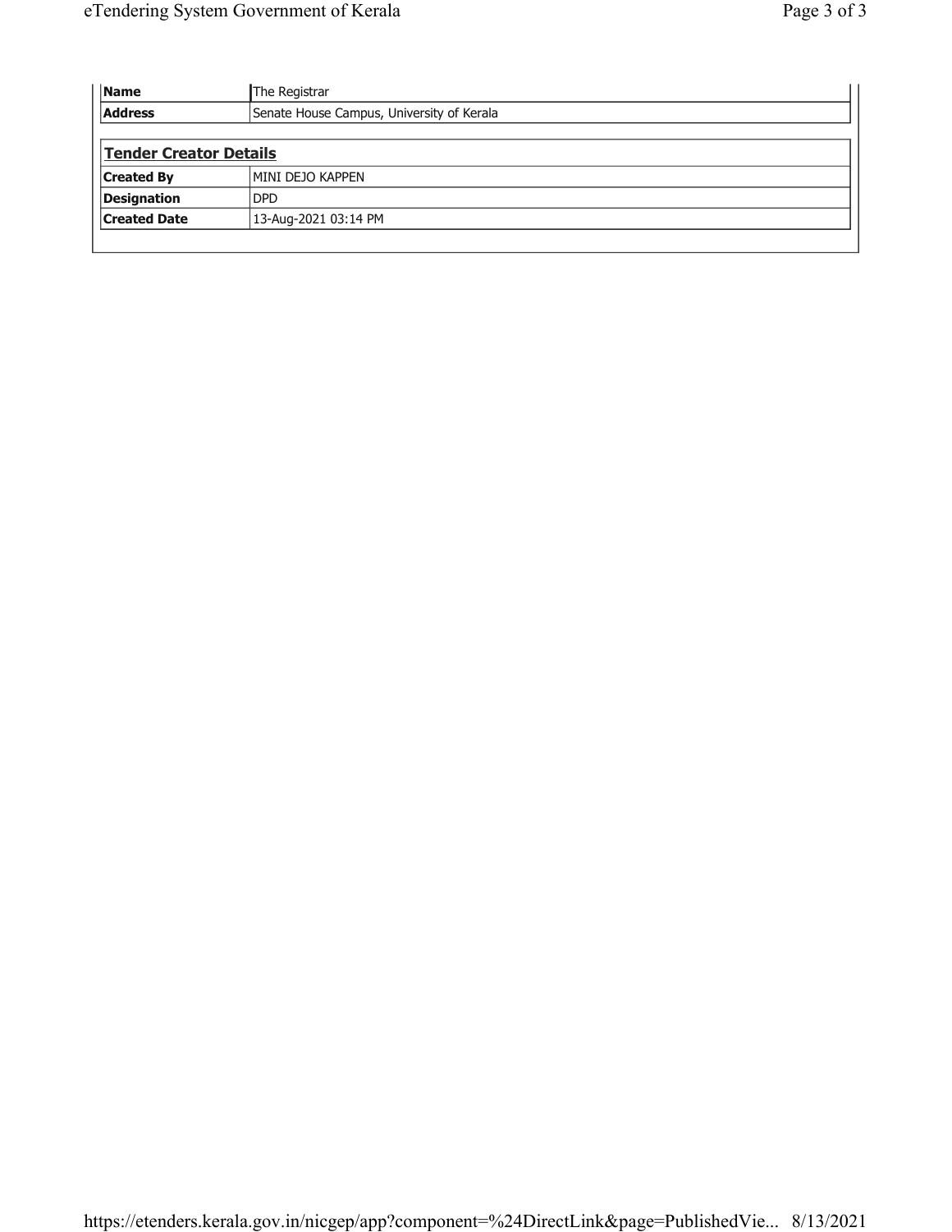| | |
|---|---|
| **Name** | The Registrar |
| **Address** | Senate House Campus, University of Kerala |

**Tender Creator Details**

| | |
|---|---|
| **Created By** | MINI DEJO KAPPEN |
| **Designation** | DPD |
| **Created Date** | 13-Aug-2021 03:14 PM |